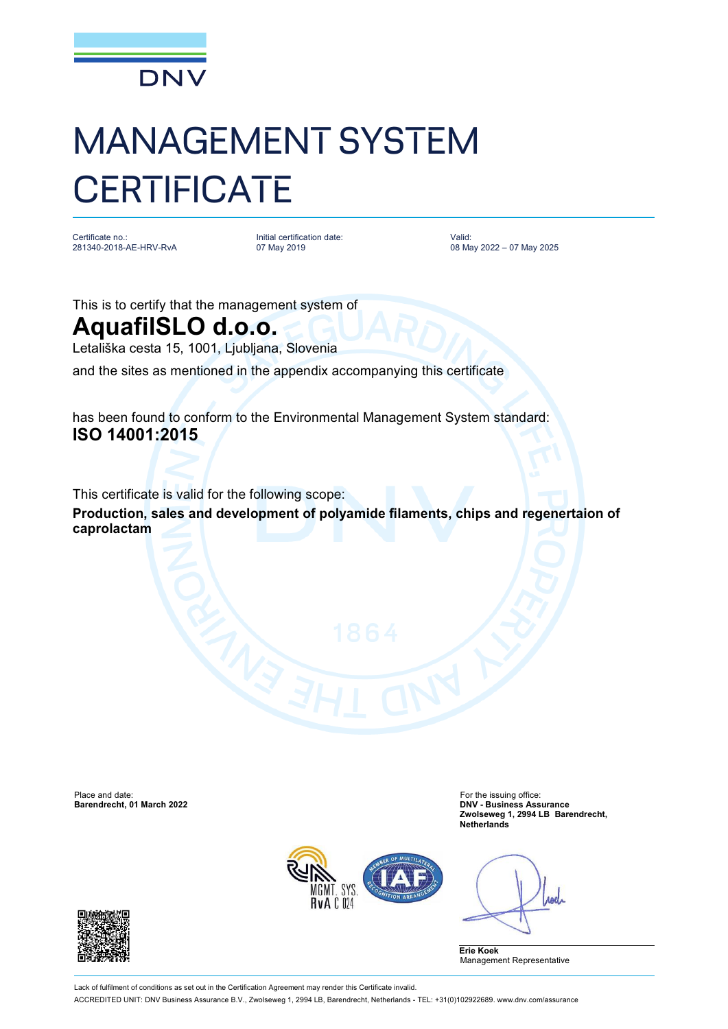DNV

# MANAGEMENT SYSTEM CERTIFICATE

Certificate no.:
281340-2018-AE-HRV-RvA

Initial certification date:
07 May 2019

Valid:
08 May 2022 – 07 May 2025

This is to certify that the management system of

## AquafilSLO d.o.o.

Letališka cesta 15, 1001, Ljubljana, Slovenia

and the sites as mentioned in the appendix accompanying this certificate

has been found to conform to the Environmental Management System standard:

**ISO 14001:2015**

This certificate is valid for the following scope:

**Production, sales and development of polyamide filaments, chips and regenertaion of caprolactam**

Place and date:
**Barendrecht, 01 March 2022**

For the issuing office:
**DNV - Business Assurance**
**Zwolseweg 1, 2994 LB Barendrecht, Netherlands**

MGMT. SYS. RvA C 024

**Erie Koek**
Management Representative

Lack of fulfilment of conditions as set out in the Certification Agreement may render this Certificate invalid.

ACCREDITED UNIT: DNV Business Assurance B.V., Zwolseweg 1, 2994 LB, Barendrecht, Netherlands - TEL: +31(0)102922689. www.dnv.com/assurance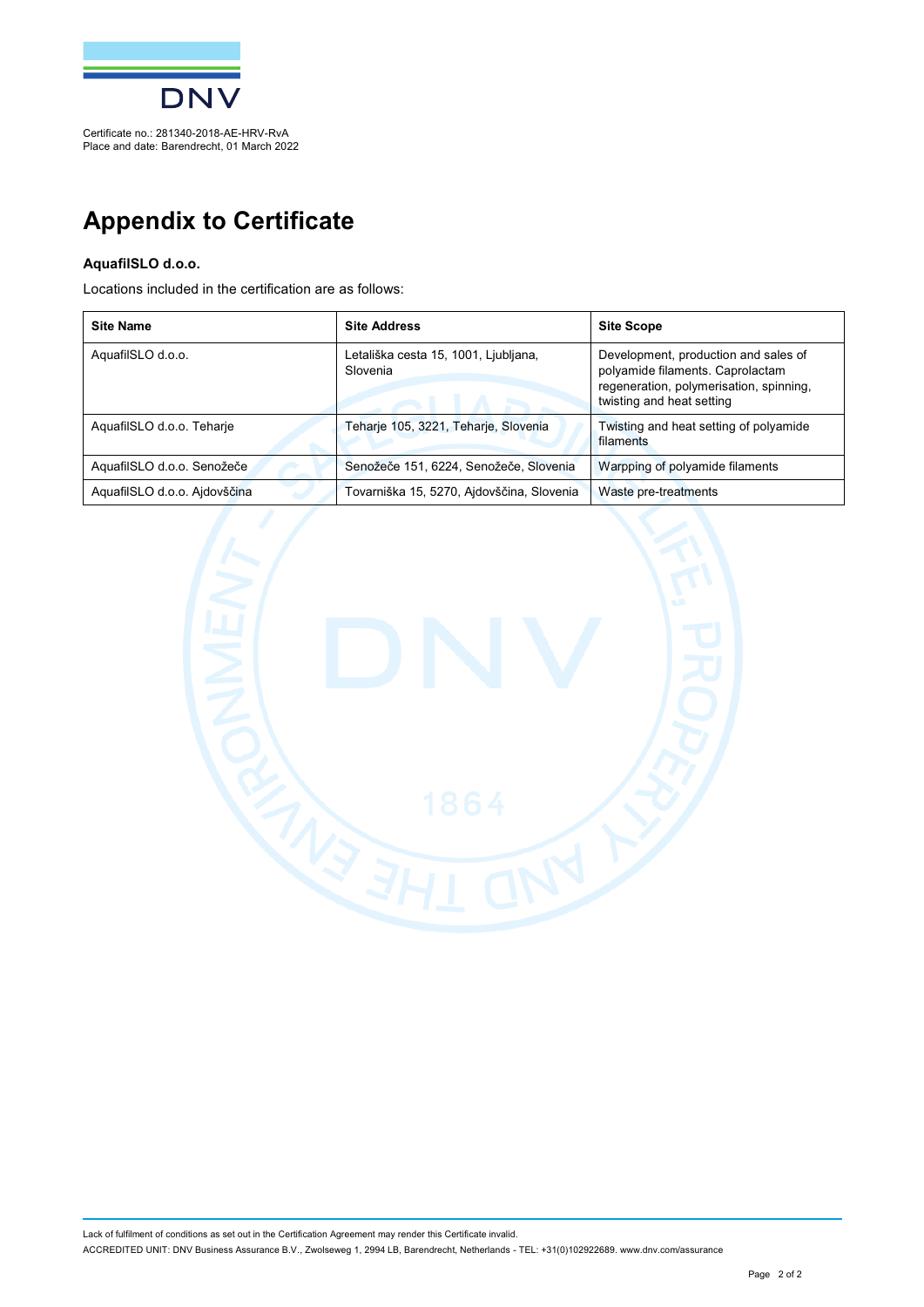Certificate no.: 281340-2018-AE-HRV-RvA
Place and date: Barendrecht, 01 March 2022

# Appendix to Certificate

**AquafilSLO d.o.o.**

Locations included in the certification are as follows:

| Site Name | Site Address | Site Scope |
|---|---|---|
| AquafilSLO d.o.o. | Letališka cesta 15, 1001, Ljubljana, Slovenia | Development, production and sales of polyamide filaments. Caprolactam regeneration, polymerisation, spinning, twisting and heat setting |
| AquafilSLO d.o.o. Teharje | Teharje 105, 3221, Teharje, Slovenia | Twisting and heat setting of polyamide filaments |
| AquafilSLO d.o.o. Senožeče | Senožeče 151, 6224, Senožeče, Slovenia | Warpping of polyamide filaments |
| AquafilSLO d.o.o. Ajdovščina | Tovarniška 15, 5270, Ajdovščina, Slovenia | Waste pre-treatments |

Lack of fulfilment of conditions as set out in the Certification Agreement may render this Certificate invalid.

ACCREDITED UNIT: DNV Business Assurance B.V., Zwolseweg 1, 2994 LB, Barendrecht, Netherlands - TEL: +31(0)102922689. www.dnv.com/assurance